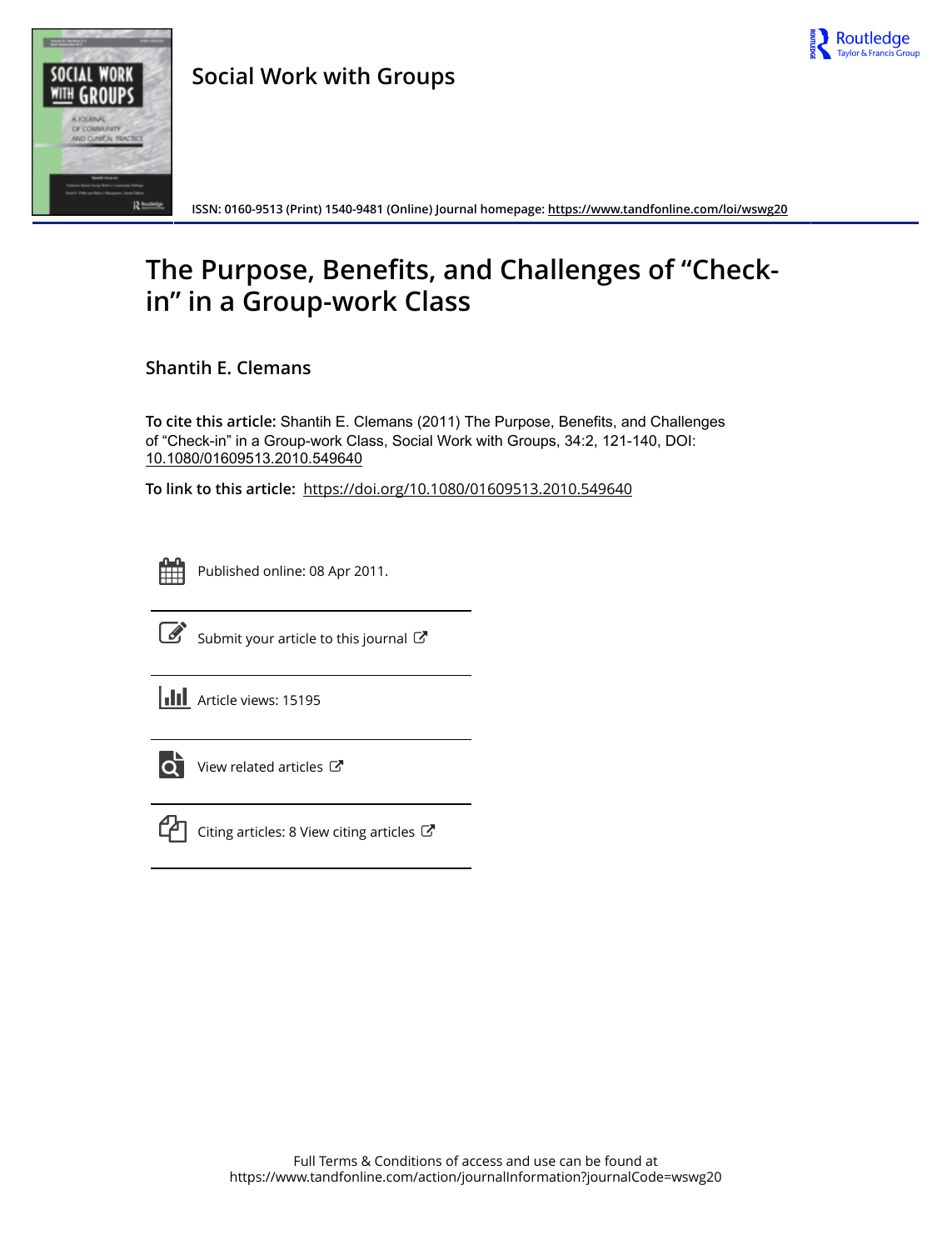# Social Work with Groups

ISSN: 0160-9513 (Print) 1540-9481 (Online) Journal homepage: https://www.tandfonline.com/loi/wswg20

# The Purpose, Benefits, and Challenges of "Check-in" in a Group-work Class

**Shantih E. Clemans**

**To cite this article:** Shantih E. Clemans (2011) The Purpose, Benefits, and Challenges of "Check-in" in a Group-work Class, Social Work with Groups, 34:2, 121-140, DOI: 10.1080/01609513.2010.549640

**To link to this article:** https://doi.org/10.1080/01609513.2010.549640

Published online: 08 Apr 2011.

Submit your article to this journal

Article views: 15195

View related articles

Citing articles: 8 View citing articles

Full Terms & Conditions of access and use can be found at
https://www.tandfonline.com/action/journalInformation?journalCode=wswg20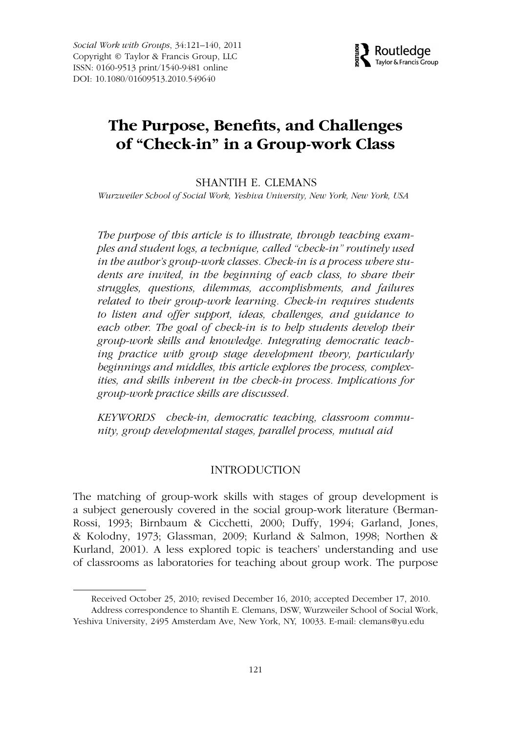# The Purpose, Benefits, and Challenges of "Check-in" in a Group-work Class

SHANTIH E. CLEMANS

*Wurzweiler School of Social Work, Yeshiva University, New York, New York, USA*

*The purpose of this article is to illustrate, through teaching examples and student logs, a technique, called "check-in" routinely used in the author's group-work classes. Check-in is a process where students are invited, in the beginning of each class, to share their struggles, questions, dilemmas, accomplishments, and failures related to their group-work learning. Check-in requires students to listen and offer support, ideas, challenges, and guidance to each other. The goal of check-in is to help students develop their group-work skills and knowledge. Integrating democratic teaching practice with group stage development theory, particularly beginnings and middles, this article explores the process, complexities, and skills inherent in the check-in process. Implications for group-work practice skills are discussed.*

*KEYWORDS* *check-in, democratic teaching, classroom community, group developmental stages, parallel process, mutual aid*

## INTRODUCTION

The matching of group-work skills with stages of group development is a subject generously covered in the social group-work literature (Berman-Rossi, 1993; Birnbaum & Cicchetti, 2000; Duffy, 1994; Garland, Jones, & Kolodny, 1973; Glassman, 2009; Kurland & Salmon, 1998; Northen & Kurland, 2001). A less explored topic is teachers' understanding and use of classrooms as laboratories for teaching about group work. The purpose

Received October 25, 2010; revised December 16, 2010; accepted December 17, 2010.

Address correspondence to Shantih E. Clemans, DSW, Wurzweiler School of Social Work, Yeshiva University, 2495 Amsterdam Ave, New York, NY, 10033. E-mail: clemans@yu.edu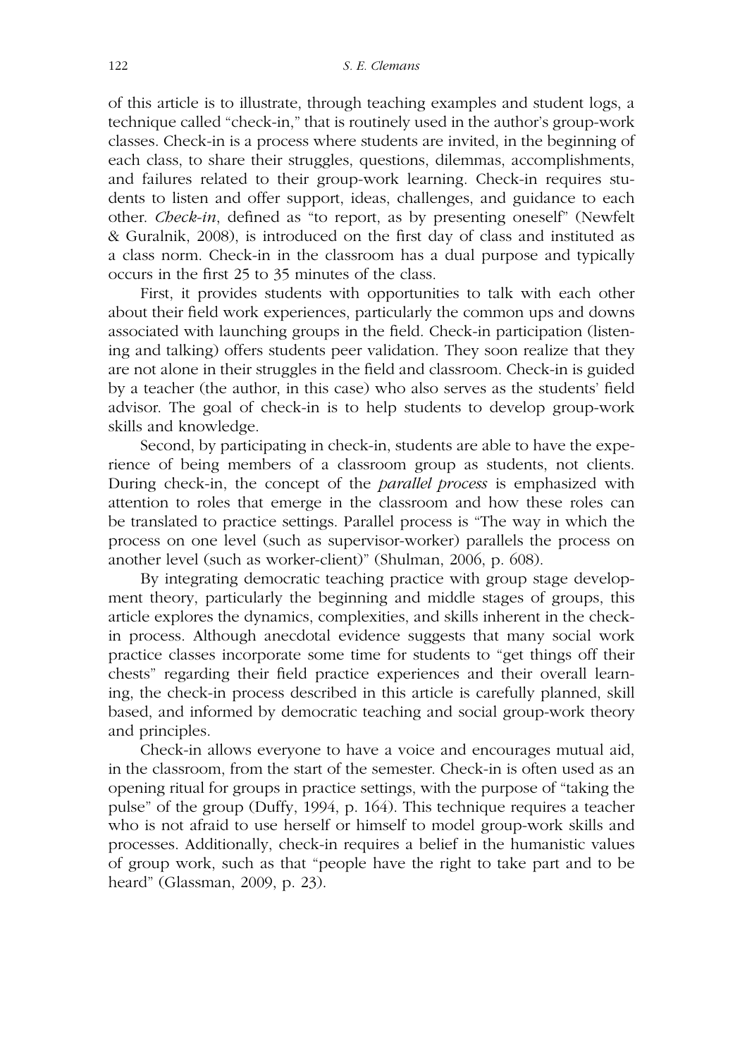of this article is to illustrate, through teaching examples and student logs, a technique called "check-in," that is routinely used in the author's group-work classes. Check-in is a process where students are invited, in the beginning of each class, to share their struggles, questions, dilemmas, accomplishments, and failures related to their group-work learning. Check-in requires students to listen and offer support, ideas, challenges, and guidance to each other. *Check-in*, defined as "to report, as by presenting oneself" (Newfelt & Guralnik, 2008), is introduced on the first day of class and instituted as a class norm. Check-in in the classroom has a dual purpose and typically occurs in the first 25 to 35 minutes of the class.

First, it provides students with opportunities to talk with each other about their field work experiences, particularly the common ups and downs associated with launching groups in the field. Check-in participation (listening and talking) offers students peer validation. They soon realize that they are not alone in their struggles in the field and classroom. Check-in is guided by a teacher (the author, in this case) who also serves as the students' field advisor. The goal of check-in is to help students to develop group-work skills and knowledge.

Second, by participating in check-in, students are able to have the experience of being members of a classroom group as students, not clients. During check-in, the concept of the *parallel process* is emphasized with attention to roles that emerge in the classroom and how these roles can be translated to practice settings. Parallel process is "The way in which the process on one level (such as supervisor-worker) parallels the process on another level (such as worker-client)" (Shulman, 2006, p. 608).

By integrating democratic teaching practice with group stage development theory, particularly the beginning and middle stages of groups, this article explores the dynamics, complexities, and skills inherent in the check-in process. Although anecdotal evidence suggests that many social work practice classes incorporate some time for students to "get things off their chests" regarding their field practice experiences and their overall learning, the check-in process described in this article is carefully planned, skill based, and informed by democratic teaching and social group-work theory and principles.

Check-in allows everyone to have a voice and encourages mutual aid, in the classroom, from the start of the semester. Check-in is often used as an opening ritual for groups in practice settings, with the purpose of "taking the pulse" of the group (Duffy, 1994, p. 164). This technique requires a teacher who is not afraid to use herself or himself to model group-work skills and processes. Additionally, check-in requires a belief in the humanistic values of group work, such as that "people have the right to take part and to be heard" (Glassman, 2009, p. 23).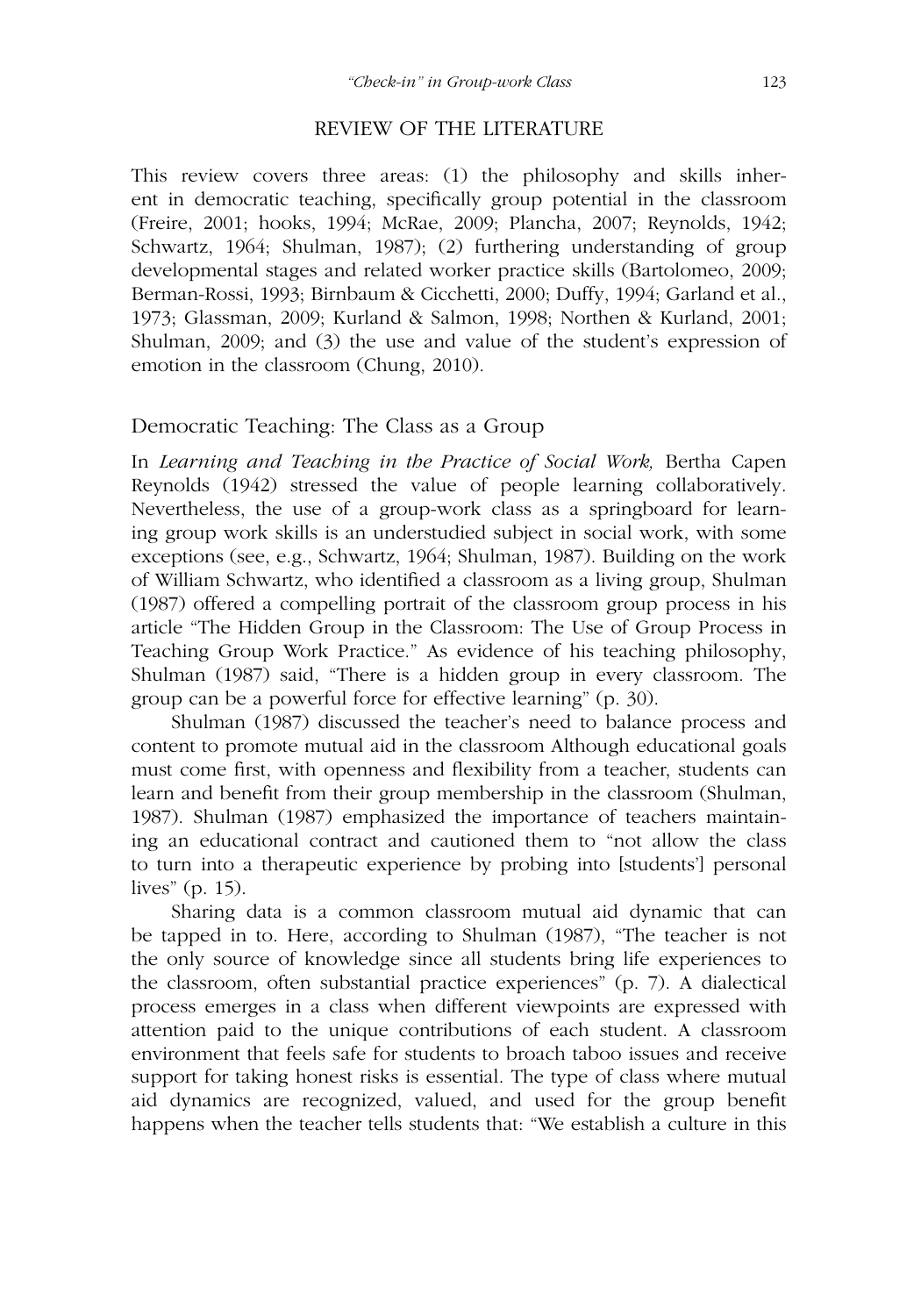## REVIEW OF THE LITERATURE

This review covers three areas: (1) the philosophy and skills inherent in democratic teaching, specifically group potential in the classroom (Freire, 2001; hooks, 1994; McRae, 2009; Plancha, 2007; Reynolds, 1942; Schwartz, 1964; Shulman, 1987); (2) furthering understanding of group developmental stages and related worker practice skills (Bartolomeo, 2009; Berman-Rossi, 1993; Birnbaum & Cicchetti, 2000; Duffy, 1994; Garland et al., 1973; Glassman, 2009; Kurland & Salmon, 1998; Northen & Kurland, 2001; Shulman, 2009; and (3) the use and value of the student's expression of emotion in the classroom (Chung, 2010).

### Democratic Teaching: The Class as a Group

In *Learning and Teaching in the Practice of Social Work,* Bertha Capen Reynolds (1942) stressed the value of people learning collaboratively. Nevertheless, the use of a group-work class as a springboard for learning group work skills is an understudied subject in social work, with some exceptions (see, e.g., Schwartz, 1964; Shulman, 1987). Building on the work of William Schwartz, who identified a classroom as a living group, Shulman (1987) offered a compelling portrait of the classroom group process in his article "The Hidden Group in the Classroom: The Use of Group Process in Teaching Group Work Practice." As evidence of his teaching philosophy, Shulman (1987) said, "There is a hidden group in every classroom. The group can be a powerful force for effective learning" (p. 30).

Shulman (1987) discussed the teacher's need to balance process and content to promote mutual aid in the classroom Although educational goals must come first, with openness and flexibility from a teacher, students can learn and benefit from their group membership in the classroom (Shulman, 1987). Shulman (1987) emphasized the importance of teachers maintaining an educational contract and cautioned them to "not allow the class to turn into a therapeutic experience by probing into [students'] personal lives" (p. 15).

Sharing data is a common classroom mutual aid dynamic that can be tapped in to. Here, according to Shulman (1987), "The teacher is not the only source of knowledge since all students bring life experiences to the classroom, often substantial practice experiences" (p. 7). A dialectical process emerges in a class when different viewpoints are expressed with attention paid to the unique contributions of each student. A classroom environment that feels safe for students to broach taboo issues and receive support for taking honest risks is essential. The type of class where mutual aid dynamics are recognized, valued, and used for the group benefit happens when the teacher tells students that: "We establish a culture in this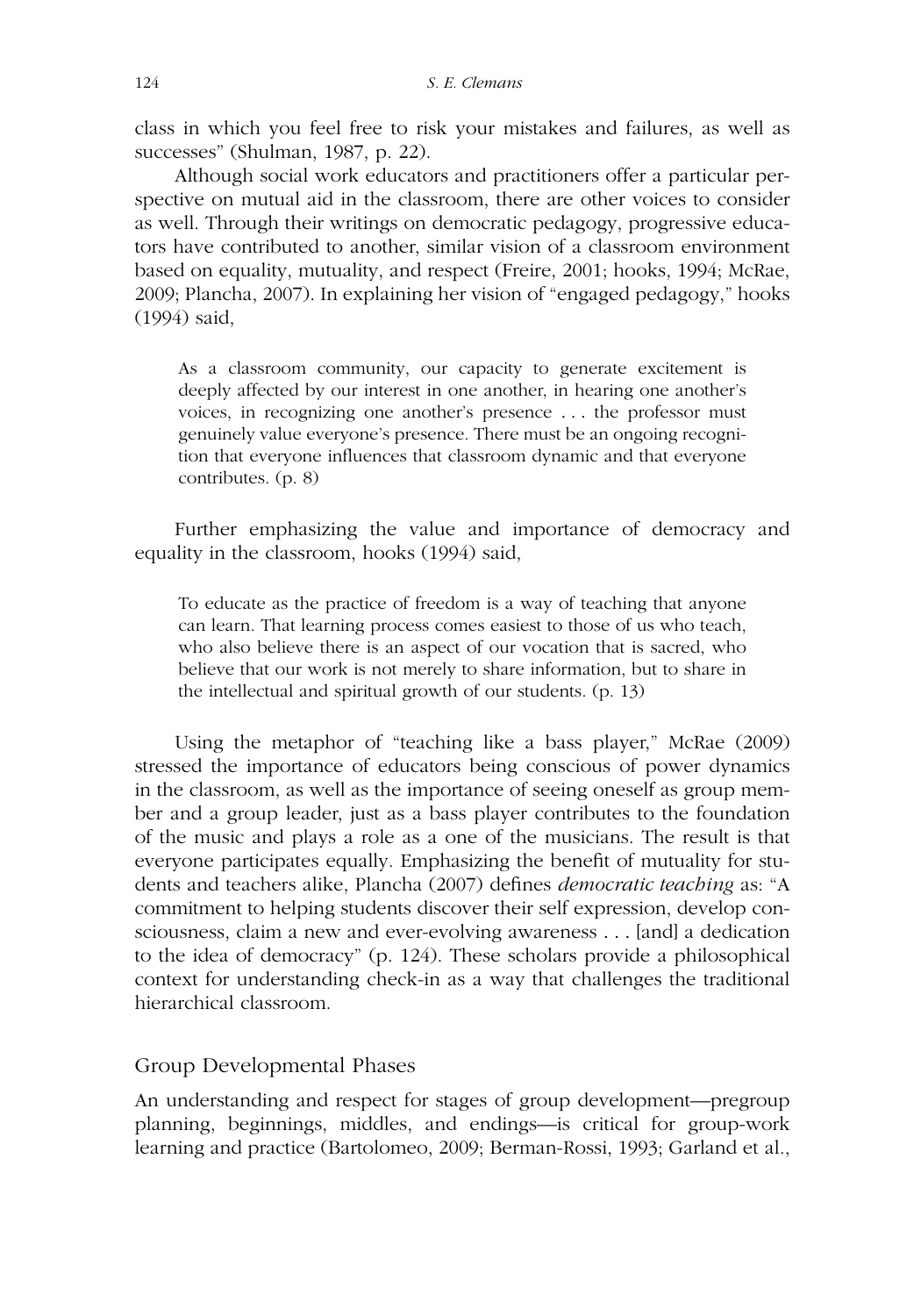class in which you feel free to risk your mistakes and failures, as well as successes" (Shulman, 1987, p. 22).

Although social work educators and practitioners offer a particular perspective on mutual aid in the classroom, there are other voices to consider as well. Through their writings on democratic pedagogy, progressive educators have contributed to another, similar vision of a classroom environment based on equality, mutuality, and respect (Freire, 2001; hooks, 1994; McRae, 2009; Plancha, 2007). In explaining her vision of "engaged pedagogy," hooks (1994) said,

> As a classroom community, our capacity to generate excitement is deeply affected by our interest in one another, in hearing one another's voices, in recognizing one another's presence . . . the professor must genuinely value everyone's presence. There must be an ongoing recognition that everyone influences that classroom dynamic and that everyone contributes. (p. 8)

Further emphasizing the value and importance of democracy and equality in the classroom, hooks (1994) said,

> To educate as the practice of freedom is a way of teaching that anyone can learn. That learning process comes easiest to those of us who teach, who also believe there is an aspect of our vocation that is sacred, who believe that our work is not merely to share information, but to share in the intellectual and spiritual growth of our students. (p. 13)

Using the metaphor of "teaching like a bass player," McRae (2009) stressed the importance of educators being conscious of power dynamics in the classroom, as well as the importance of seeing oneself as group member and a group leader, just as a bass player contributes to the foundation of the music and plays a role as a one of the musicians. The result is that everyone participates equally. Emphasizing the benefit of mutuality for students and teachers alike, Plancha (2007) defines *democratic teaching* as: "A commitment to helping students discover their self expression, develop consciousness, claim a new and ever-evolving awareness . . . [and] a dedication to the idea of democracy" (p. 124). These scholars provide a philosophical context for understanding check-in as a way that challenges the traditional hierarchical classroom.

## Group Developmental Phases

An understanding and respect for stages of group development—pregroup planning, beginnings, middles, and endings—is critical for group-work learning and practice (Bartolomeo, 2009; Berman-Rossi, 1993; Garland et al.,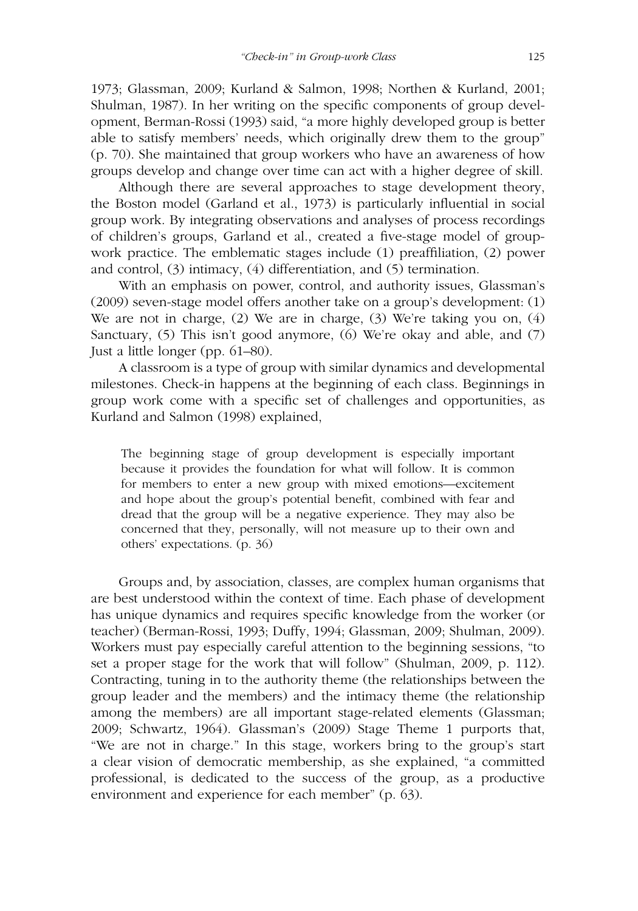1973; Glassman, 2009; Kurland & Salmon, 1998; Northen & Kurland, 2001; Shulman, 1987). In her writing on the specific components of group development, Berman-Rossi (1993) said, "a more highly developed group is better able to satisfy members' needs, which originally drew them to the group" (p. 70). She maintained that group workers who have an awareness of how groups develop and change over time can act with a higher degree of skill.

Although there are several approaches to stage development theory, the Boston model (Garland et al., 1973) is particularly influential in social group work. By integrating observations and analyses of process recordings of children's groups, Garland et al., created a five-stage model of group-work practice. The emblematic stages include (1) preaffiliation, (2) power and control, (3) intimacy, (4) differentiation, and (5) termination.

With an emphasis on power, control, and authority issues, Glassman's (2009) seven-stage model offers another take on a group's development: (1) We are not in charge, (2) We are in charge, (3) We're taking you on, (4) Sanctuary, (5) This isn't good anymore, (6) We're okay and able, and (7) Just a little longer (pp. 61–80).

A classroom is a type of group with similar dynamics and developmental milestones. Check-in happens at the beginning of each class. Beginnings in group work come with a specific set of challenges and opportunities, as Kurland and Salmon (1998) explained,

> The beginning stage of group development is especially important because it provides the foundation for what will follow. It is common for members to enter a new group with mixed emotions—excitement and hope about the group's potential benefit, combined with fear and dread that the group will be a negative experience. They may also be concerned that they, personally, will not measure up to their own and others' expectations. (p. 36)

Groups and, by association, classes, are complex human organisms that are best understood within the context of time. Each phase of development has unique dynamics and requires specific knowledge from the worker (or teacher) (Berman-Rossi, 1993; Duffy, 1994; Glassman, 2009; Shulman, 2009). Workers must pay especially careful attention to the beginning sessions, "to set a proper stage for the work that will follow" (Shulman, 2009, p. 112). Contracting, tuning in to the authority theme (the relationships between the group leader and the members) and the intimacy theme (the relationship among the members) are all important stage-related elements (Glassman; 2009; Schwartz, 1964). Glassman's (2009) Stage Theme 1 purports that, "We are not in charge." In this stage, workers bring to the group's start a clear vision of democratic membership, as she explained, "a committed professional, is dedicated to the success of the group, as a productive environment and experience for each member" (p. 63).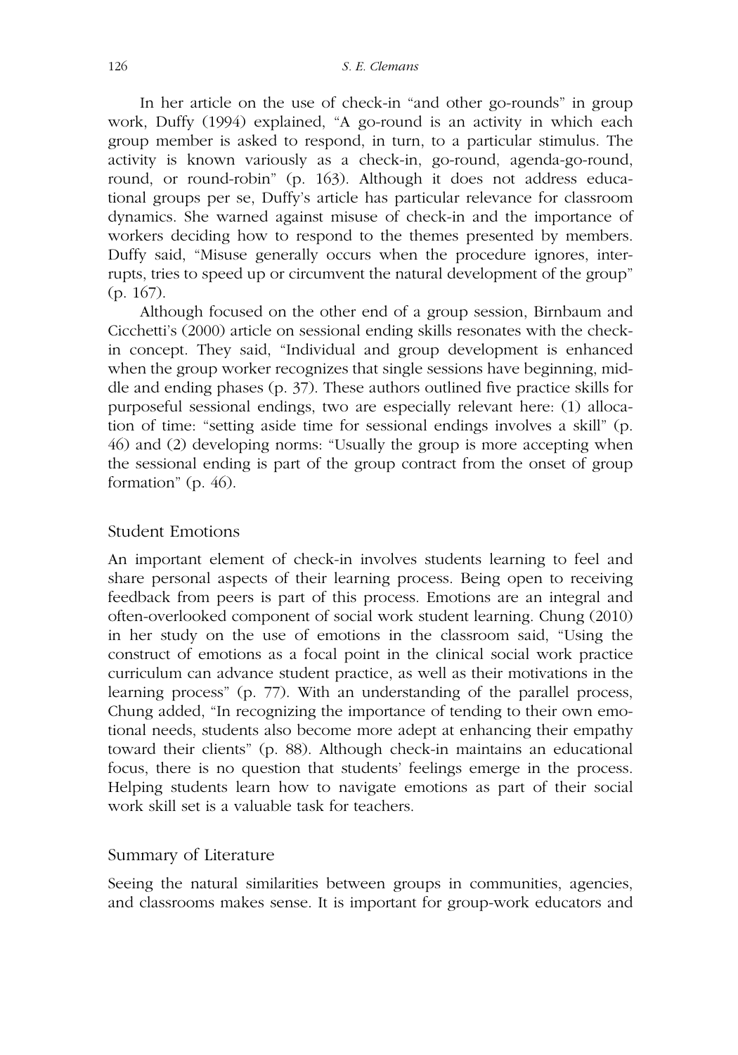In her article on the use of check-in "and other go-rounds" in group work, Duffy (1994) explained, "A go-round is an activity in which each group member is asked to respond, in turn, to a particular stimulus. The activity is known variously as a check-in, go-round, agenda-go-round, round, or round-robin" (p. 163). Although it does not address educational groups per se, Duffy's article has particular relevance for classroom dynamics. She warned against misuse of check-in and the importance of workers deciding how to respond to the themes presented by members. Duffy said, "Misuse generally occurs when the procedure ignores, interrupts, tries to speed up or circumvent the natural development of the group" (p. 167).

Although focused on the other end of a group session, Birnbaum and Cicchetti's (2000) article on sessional ending skills resonates with the check-in concept. They said, "Individual and group development is enhanced when the group worker recognizes that single sessions have beginning, middle and ending phases (p. 37). These authors outlined five practice skills for purposeful sessional endings, two are especially relevant here: (1) allocation of time: "setting aside time for sessional endings involves a skill" (p. 46) and (2) developing norms: "Usually the group is more accepting when the sessional ending is part of the group contract from the onset of group formation" (p. 46).

## Student Emotions

An important element of check-in involves students learning to feel and share personal aspects of their learning process. Being open to receiving feedback from peers is part of this process. Emotions are an integral and often-overlooked component of social work student learning. Chung (2010) in her study on the use of emotions in the classroom said, "Using the construct of emotions as a focal point in the clinical social work practice curriculum can advance student practice, as well as their motivations in the learning process" (p. 77). With an understanding of the parallel process, Chung added, "In recognizing the importance of tending to their own emotional needs, students also become more adept at enhancing their empathy toward their clients" (p. 88). Although check-in maintains an educational focus, there is no question that students' feelings emerge in the process. Helping students learn how to navigate emotions as part of their social work skill set is a valuable task for teachers.

## Summary of Literature

Seeing the natural similarities between groups in communities, agencies, and classrooms makes sense. It is important for group-work educators and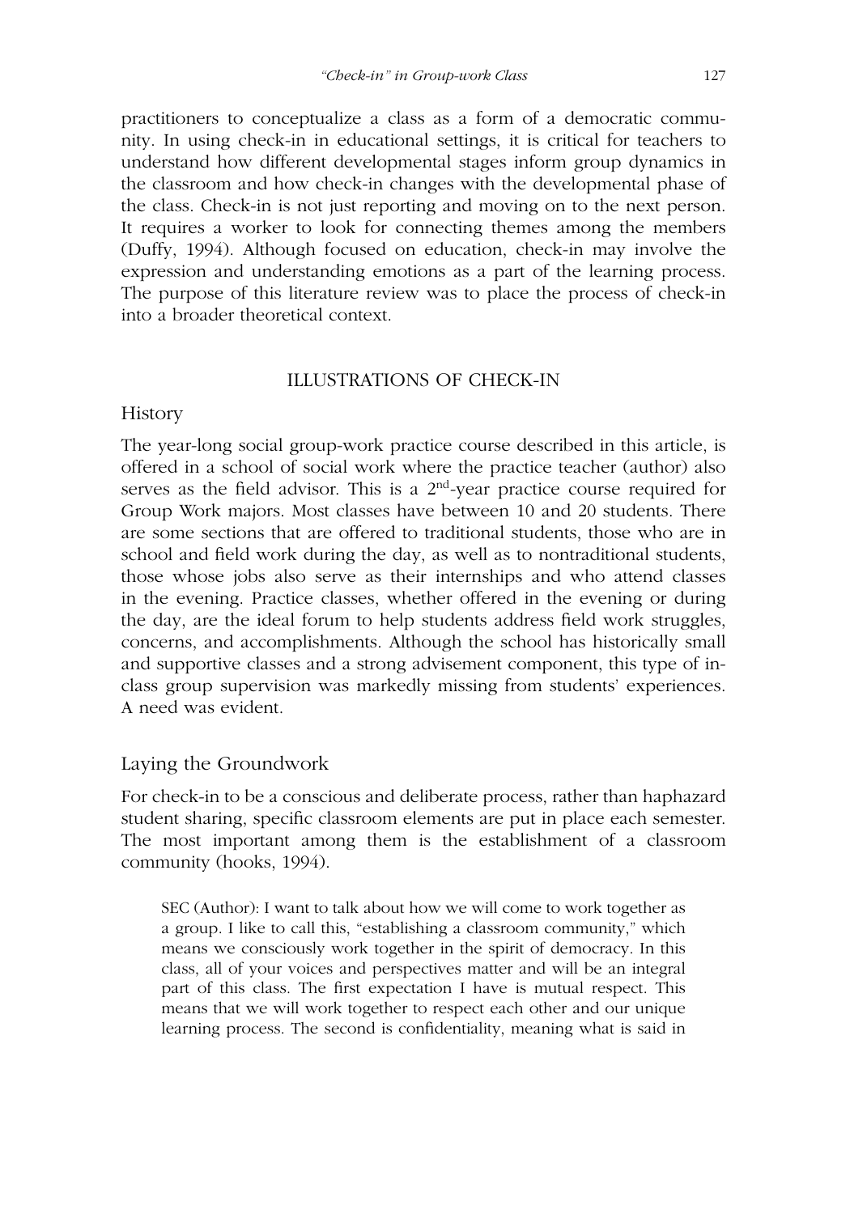practitioners to conceptualize a class as a form of a democratic community. In using check-in in educational settings, it is critical for teachers to understand how different developmental stages inform group dynamics in the classroom and how check-in changes with the developmental phase of the class. Check-in is not just reporting and moving on to the next person. It requires a worker to look for connecting themes among the members (Duffy, 1994). Although focused on education, check-in may involve the expression and understanding emotions as a part of the learning process. The purpose of this literature review was to place the process of check-in into a broader theoretical context.

## ILLUSTRATIONS OF CHECK-IN

### History

The year-long social group-work practice course described in this article, is offered in a school of social work where the practice teacher (author) also serves as the field advisor. This is a 2nd-year practice course required for Group Work majors. Most classes have between 10 and 20 students. There are some sections that are offered to traditional students, those who are in school and field work during the day, as well as to nontraditional students, those whose jobs also serve as their internships and who attend classes in the evening. Practice classes, whether offered in the evening or during the day, are the ideal forum to help students address field work struggles, concerns, and accomplishments. Although the school has historically small and supportive classes and a strong advisement component, this type of in-class group supervision was markedly missing from students' experiences. A need was evident.

### Laying the Groundwork

For check-in to be a conscious and deliberate process, rather than haphazard student sharing, specific classroom elements are put in place each semester. The most important among them is the establishment of a classroom community (hooks, 1994).

> SEC (Author): I want to talk about how we will come to work together as a group. I like to call this, "establishing a classroom community," which means we consciously work together in the spirit of democracy. In this class, all of your voices and perspectives matter and will be an integral part of this class. The first expectation I have is mutual respect. This means that we will work together to respect each other and our unique learning process. The second is confidentiality, meaning what is said in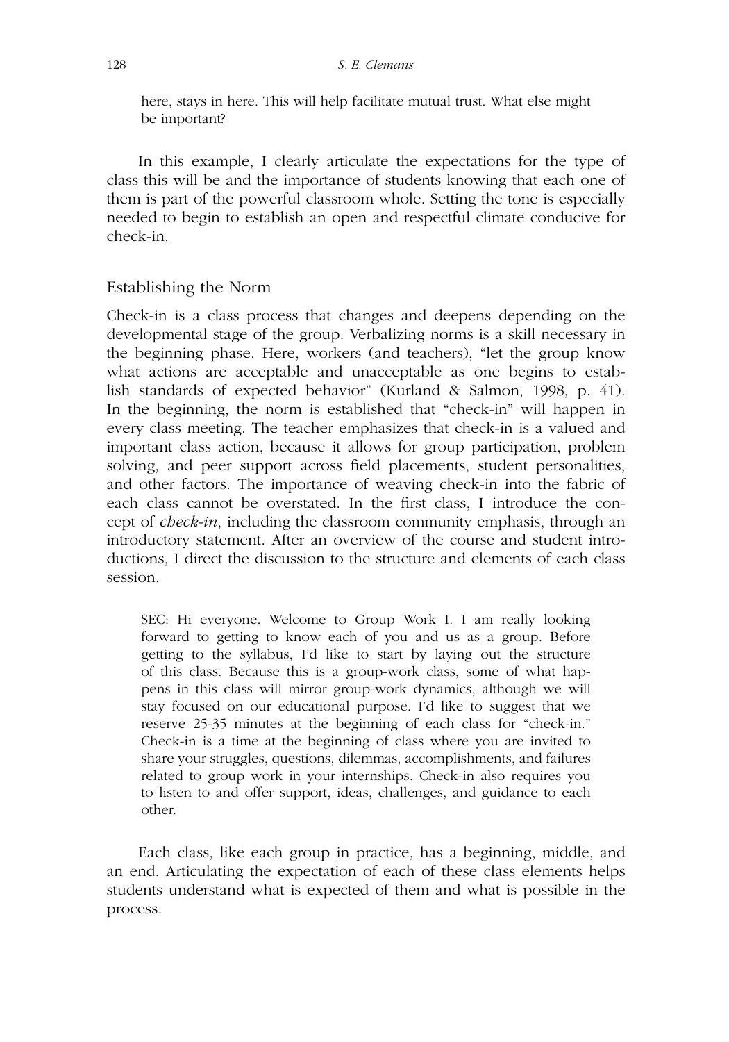> here, stays in here. This will help facilitate mutual trust. What else might be important?

In this example, I clearly articulate the expectations for the type of class this will be and the importance of students knowing that each one of them is part of the powerful classroom whole. Setting the tone is especially needed to begin to establish an open and respectful climate conducive for check-in.

## Establishing the Norm

Check-in is a class process that changes and deepens depending on the developmental stage of the group. Verbalizing norms is a skill necessary in the beginning phase. Here, workers (and teachers), "let the group know what actions are acceptable and unacceptable as one begins to establish standards of expected behavior" (Kurland & Salmon, 1998, p. 41). In the beginning, the norm is established that "check-in" will happen in every class meeting. The teacher emphasizes that check-in is a valued and important class action, because it allows for group participation, problem solving, and peer support across field placements, student personalities, and other factors. The importance of weaving check-in into the fabric of each class cannot be overstated. In the first class, I introduce the concept of *check-in*, including the classroom community emphasis, through an introductory statement. After an overview of the course and student introductions, I direct the discussion to the structure and elements of each class session.

> SEC: Hi everyone. Welcome to Group Work I. I am really looking forward to getting to know each of you and us as a group. Before getting to the syllabus, I'd like to start by laying out the structure of this class. Because this is a group-work class, some of what happens in this class will mirror group-work dynamics, although we will stay focused on our educational purpose. I'd like to suggest that we reserve 25-35 minutes at the beginning of each class for "check-in." Check-in is a time at the beginning of class where you are invited to share your struggles, questions, dilemmas, accomplishments, and failures related to group work in your internships. Check-in also requires you to listen to and offer support, ideas, challenges, and guidance to each other.

Each class, like each group in practice, has a beginning, middle, and an end. Articulating the expectation of each of these class elements helps students understand what is expected of them and what is possible in the process.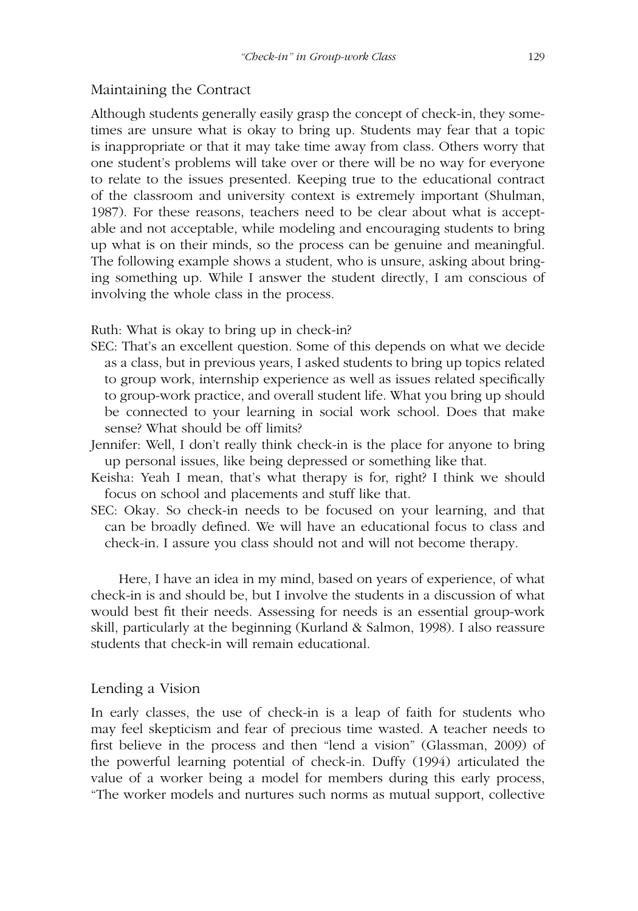## Maintaining the Contract

Although students generally easily grasp the concept of check-in, they sometimes are unsure what is okay to bring up. Students may fear that a topic is inappropriate or that it may take time away from class. Others worry that one student's problems will take over or there will be no way for everyone to relate to the issues presented. Keeping true to the educational contract of the classroom and university context is extremely important (Shulman, 1987). For these reasons, teachers need to be clear about what is acceptable and not acceptable, while modeling and encouraging students to bring up what is on their minds, so the process can be genuine and meaningful. The following example shows a student, who is unsure, asking about bringing something up. While I answer the student directly, I am conscious of involving the whole class in the process.

Ruth: What is okay to bring up in check-in?

SEC: That's an excellent question. Some of this depends on what we decide as a class, but in previous years, I asked students to bring up topics related to group work, internship experience as well as issues related specifically to group-work practice, and overall student life. What you bring up should be connected to your learning in social work school. Does that make sense? What should be off limits?

Jennifer: Well, I don't really think check-in is the place for anyone to bring up personal issues, like being depressed or something like that.

Keisha: Yeah I mean, that's what therapy is for, right? I think we should focus on school and placements and stuff like that.

SEC: Okay. So check-in needs to be focused on your learning, and that can be broadly defined. We will have an educational focus to class and check-in. I assure you class should not and will not become therapy.

Here, I have an idea in my mind, based on years of experience, of what check-in is and should be, but I involve the students in a discussion of what would best fit their needs. Assessing for needs is an essential group-work skill, particularly at the beginning (Kurland & Salmon, 1998). I also reassure students that check-in will remain educational.

## Lending a Vision

In early classes, the use of check-in is a leap of faith for students who may feel skepticism and fear of precious time wasted. A teacher needs to first believe in the process and then "lend a vision" (Glassman, 2009) of the powerful learning potential of check-in. Duffy (1994) articulated the value of a worker being a model for members during this early process, "The worker models and nurtures such norms as mutual support, collective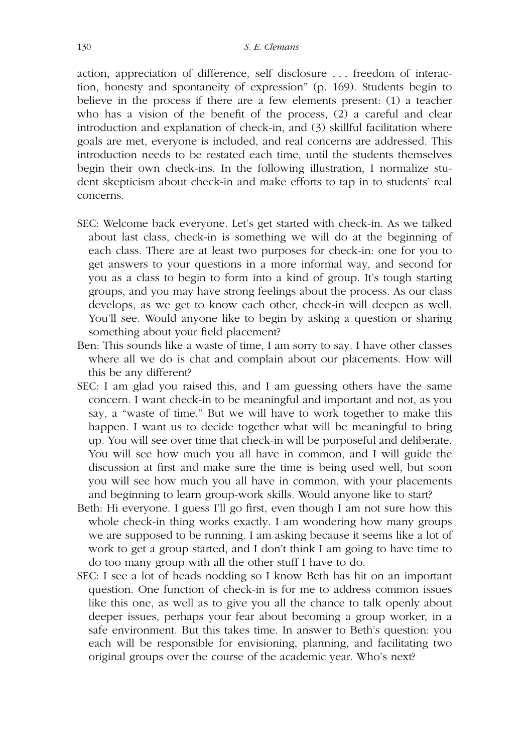action, appreciation of difference, self disclosure . . . freedom of interaction, honesty and spontaneity of expression" (p. 169). Students begin to believe in the process if there are a few elements present: (1) a teacher who has a vision of the benefit of the process, (2) a careful and clear introduction and explanation of check-in, and (3) skillful facilitation where goals are met, everyone is included, and real concerns are addressed. This introduction needs to be restated each time, until the students themselves begin their own check-ins. In the following illustration, I normalize student skepticism about check-in and make efforts to tap in to students' real concerns.

SEC: Welcome back everyone. Let's get started with check-in. As we talked about last class, check-in is something we will do at the beginning of each class. There are at least two purposes for check-in: one for you to get answers to your questions in a more informal way, and second for you as a class to begin to form into a kind of group. It's tough starting groups, and you may have strong feelings about the process. As our class develops, as we get to know each other, check-in will deepen as well. You'll see. Would anyone like to begin by asking a question or sharing something about your field placement?

Ben: This sounds like a waste of time, I am sorry to say. I have other classes where all we do is chat and complain about our placements. How will this be any different?

SEC: I am glad you raised this, and I am guessing others have the same concern. I want check-in to be meaningful and important and not, as you say, a "waste of time." But we will have to work together to make this happen. I want us to decide together what will be meaningful to bring up. You will see over time that check-in will be purposeful and deliberate. You will see how much you all have in common, and I will guide the discussion at first and make sure the time is being used well, but soon you will see how much you all have in common, with your placements and beginning to learn group-work skills. Would anyone like to start?

Beth: Hi everyone. I guess I'll go first, even though I am not sure how this whole check-in thing works exactly. I am wondering how many groups we are supposed to be running. I am asking because it seems like a lot of work to get a group started, and I don't think I am going to have time to do too many group with all the other stuff I have to do.

SEC: I see a lot of heads nodding so I know Beth has hit on an important question. One function of check-in is for me to address common issues like this one, as well as to give you all the chance to talk openly about deeper issues, perhaps your fear about becoming a group worker, in a safe environment. But this takes time. In answer to Beth's question: you each will be responsible for envisioning, planning, and facilitating two original groups over the course of the academic year. Who's next?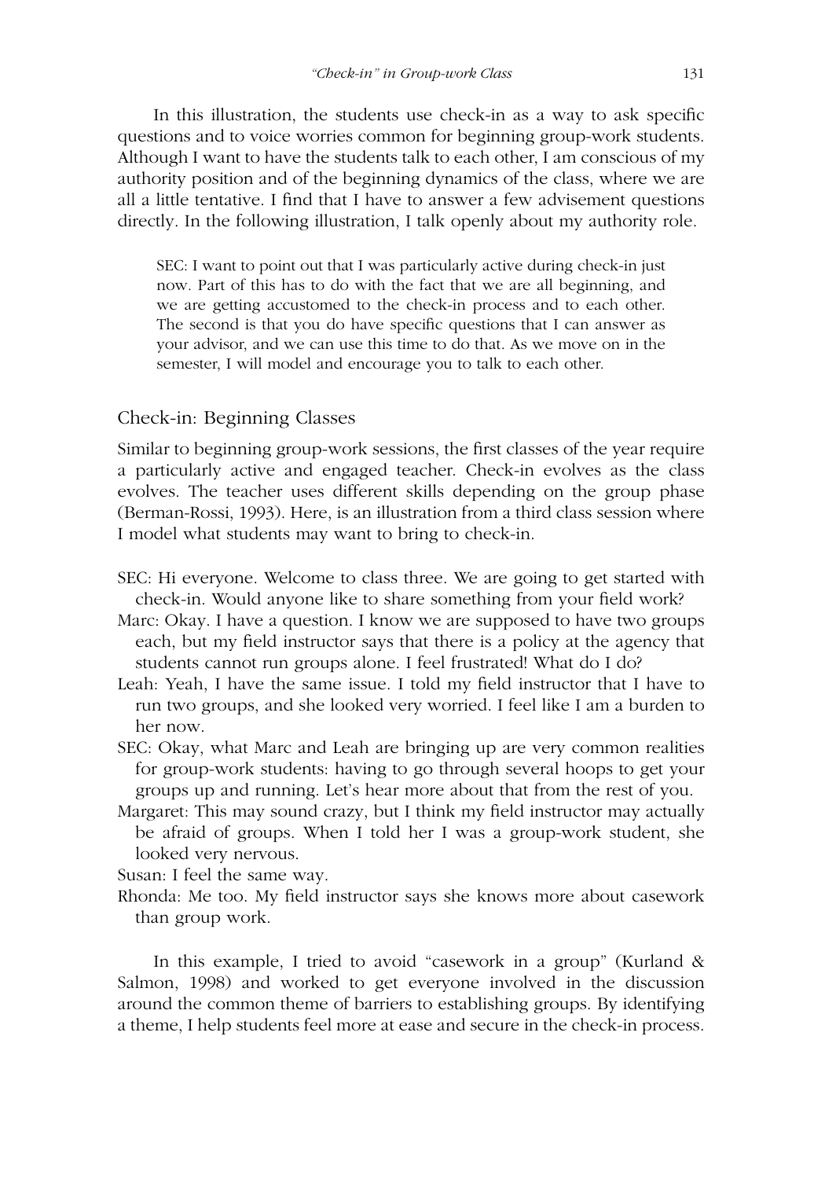In this illustration, the students use check-in as a way to ask specific questions and to voice worries common for beginning group-work students. Although I want to have the students talk to each other, I am conscious of my authority position and of the beginning dynamics of the class, where we are all a little tentative. I find that I have to answer a few advisement questions directly. In the following illustration, I talk openly about my authority role.

> SEC: I want to point out that I was particularly active during check-in just now. Part of this has to do with the fact that we are all beginning, and we are getting accustomed to the check-in process and to each other. The second is that you do have specific questions that I can answer as your advisor, and we can use this time to do that. As we move on in the semester, I will model and encourage you to talk to each other.

## Check-in: Beginning Classes

Similar to beginning group-work sessions, the first classes of the year require a particularly active and engaged teacher. Check-in evolves as the class evolves. The teacher uses different skills depending on the group phase (Berman-Rossi, 1993). Here, is an illustration from a third class session where I model what students may want to bring to check-in.

SEC: Hi everyone. Welcome to class three. We are going to get started with check-in. Would anyone like to share something from your field work?

Marc: Okay. I have a question. I know we are supposed to have two groups each, but my field instructor says that there is a policy at the agency that students cannot run groups alone. I feel frustrated! What do I do?

Leah: Yeah, I have the same issue. I told my field instructor that I have to run two groups, and she looked very worried. I feel like I am a burden to her now.

SEC: Okay, what Marc and Leah are bringing up are very common realities for group-work students: having to go through several hoops to get your groups up and running. Let's hear more about that from the rest of you.

Margaret: This may sound crazy, but I think my field instructor may actually be afraid of groups. When I told her I was a group-work student, she looked very nervous.

Susan: I feel the same way.

Rhonda: Me too. My field instructor says she knows more about casework than group work.

In this example, I tried to avoid "casework in a group" (Kurland & Salmon, 1998) and worked to get everyone involved in the discussion around the common theme of barriers to establishing groups. By identifying a theme, I help students feel more at ease and secure in the check-in process.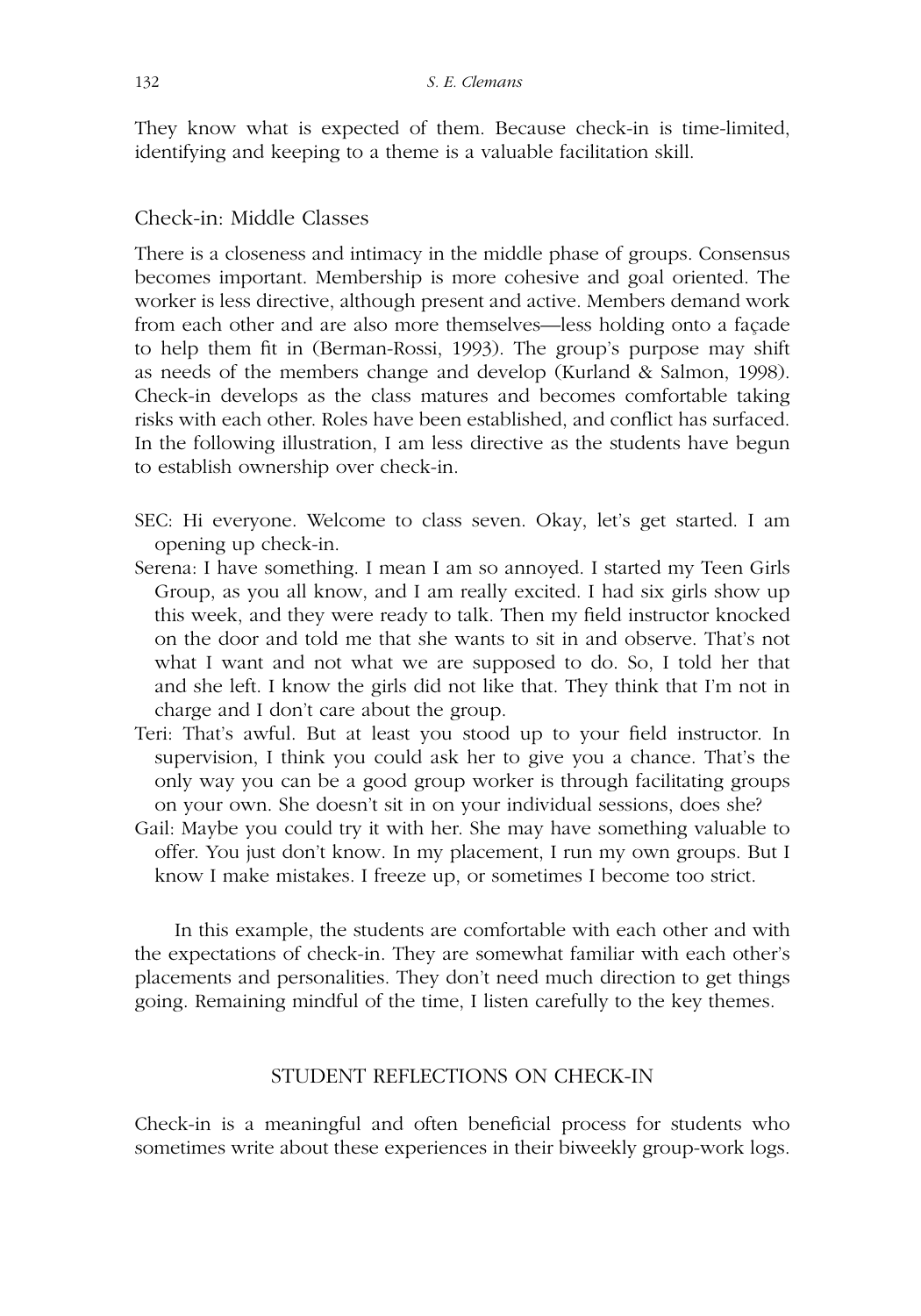They know what is expected of them. Because check-in is time-limited, identifying and keeping to a theme is a valuable facilitation skill.

### Check-in: Middle Classes

There is a closeness and intimacy in the middle phase of groups. Consensus becomes important. Membership is more cohesive and goal oriented. The worker is less directive, although present and active. Members demand work from each other and are also more themselves—less holding onto a façade to help them fit in (Berman-Rossi, 1993). The group's purpose may shift as needs of the members change and develop (Kurland & Salmon, 1998). Check-in develops as the class matures and becomes comfortable taking risks with each other. Roles have been established, and conflict has surfaced. In the following illustration, I am less directive as the students have begun to establish ownership over check-in.

SEC: Hi everyone. Welcome to class seven. Okay, let's get started. I am opening up check-in.

Serena: I have something. I mean I am so annoyed. I started my Teen Girls Group, as you all know, and I am really excited. I had six girls show up this week, and they were ready to talk. Then my field instructor knocked on the door and told me that she wants to sit in and observe. That's not what I want and not what we are supposed to do. So, I told her that and she left. I know the girls did not like that. They think that I'm not in charge and I don't care about the group.

Teri: That's awful. But at least you stood up to your field instructor. In supervision, I think you could ask her to give you a chance. That's the only way you can be a good group worker is through facilitating groups on your own. She doesn't sit in on your individual sessions, does she?

Gail: Maybe you could try it with her. She may have something valuable to offer. You just don't know. In my placement, I run my own groups. But I know I make mistakes. I freeze up, or sometimes I become too strict.

In this example, the students are comfortable with each other and with the expectations of check-in. They are somewhat familiar with each other's placements and personalities. They don't need much direction to get things going. Remaining mindful of the time, I listen carefully to the key themes.

## STUDENT REFLECTIONS ON CHECK-IN

Check-in is a meaningful and often beneficial process for students who sometimes write about these experiences in their biweekly group-work logs.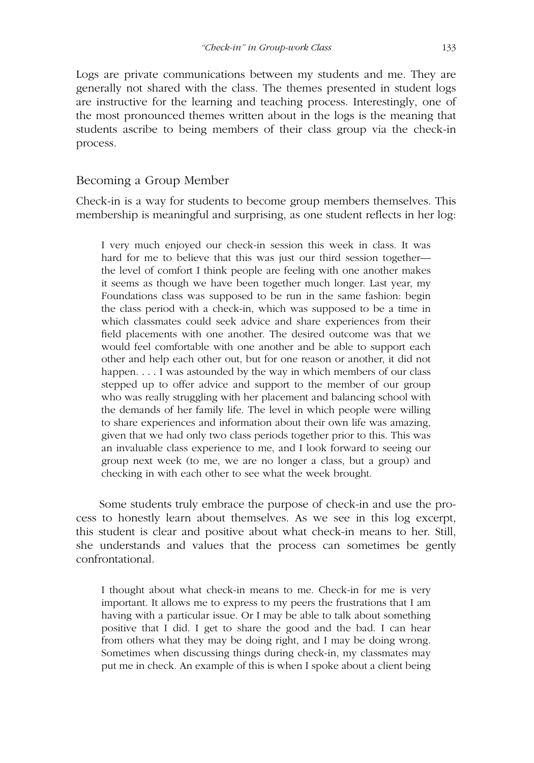Logs are private communications between my students and me. They are generally not shared with the class. The themes presented in student logs are instructive for the learning and teaching process. Interestingly, one of the most pronounced themes written about in the logs is the meaning that students ascribe to being members of their class group via the check-in process.

## Becoming a Group Member

Check-in is a way for students to become group members themselves. This membership is meaningful and surprising, as one student reflects in her log:

> I very much enjoyed our check-in session this week in class. It was hard for me to believe that this was just our third session together—the level of comfort I think people are feeling with one another makes it seems as though we have been together much longer. Last year, my Foundations class was supposed to be run in the same fashion: begin the class period with a check-in, which was supposed to be a time in which classmates could seek advice and share experiences from their field placements with one another. The desired outcome was that we would feel comfortable with one another and be able to support each other and help each other out, but for one reason or another, it did not happen. . . . I was astounded by the way in which members of our class stepped up to offer advice and support to the member of our group who was really struggling with her placement and balancing school with the demands of her family life. The level in which people were willing to share experiences and information about their own life was amazing, given that we had only two class periods together prior to this. This was an invaluable class experience to me, and I look forward to seeing our group next week (to me, we are no longer a class, but a group) and checking in with each other to see what the week brought.

Some students truly embrace the purpose of check-in and use the process to honestly learn about themselves. As we see in this log excerpt, this student is clear and positive about what check-in means to her. Still, she understands and values that the process can sometimes be gently confrontational.

> I thought about what check-in means to me. Check-in for me is very important. It allows me to express to my peers the frustrations that I am having with a particular issue. Or I may be able to talk about something positive that I did. I get to share the good and the bad. I can hear from others what they may be doing right, and I may be doing wrong. Sometimes when discussing things during check-in, my classmates may put me in check. An example of this is when I spoke about a client being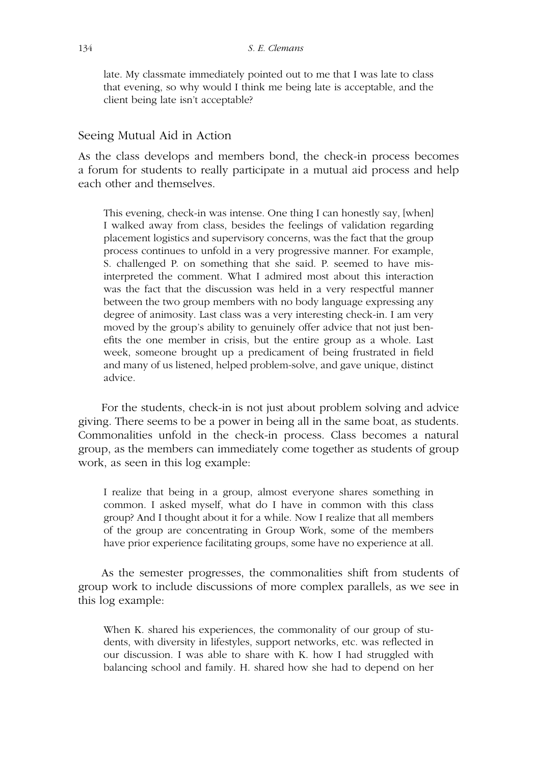late. My classmate immediately pointed out to me that I was late to class that evening, so why would I think me being late is acceptable, and the client being late isn't acceptable?

## Seeing Mutual Aid in Action

As the class develops and members bond, the check-in process becomes a forum for students to really participate in a mutual aid process and help each other and themselves.

> This evening, check-in was intense. One thing I can honestly say, [when] I walked away from class, besides the feelings of validation regarding placement logistics and supervisory concerns, was the fact that the group process continues to unfold in a very progressive manner. For example, S. challenged P. on something that she said. P. seemed to have misinterpreted the comment. What I admired most about this interaction was the fact that the discussion was held in a very respectful manner between the two group members with no body language expressing any degree of animosity. Last class was a very interesting check-in. I am very moved by the group's ability to genuinely offer advice that not just benefits the one member in crisis, but the entire group as a whole. Last week, someone brought up a predicament of being frustrated in field and many of us listened, helped problem-solve, and gave unique, distinct advice.

For the students, check-in is not just about problem solving and advice giving. There seems to be a power in being all in the same boat, as students. Commonalities unfold in the check-in process. Class becomes a natural group, as the members can immediately come together as students of group work, as seen in this log example:

> I realize that being in a group, almost everyone shares something in common. I asked myself, what do I have in common with this class group? And I thought about it for a while. Now I realize that all members of the group are concentrating in Group Work, some of the members have prior experience facilitating groups, some have no experience at all.

As the semester progresses, the commonalities shift from students of group work to include discussions of more complex parallels, as we see in this log example:

> When K. shared his experiences, the commonality of our group of students, with diversity in lifestyles, support networks, etc. was reflected in our discussion. I was able to share with K. how I had struggled with balancing school and family. H. shared how she had to depend on her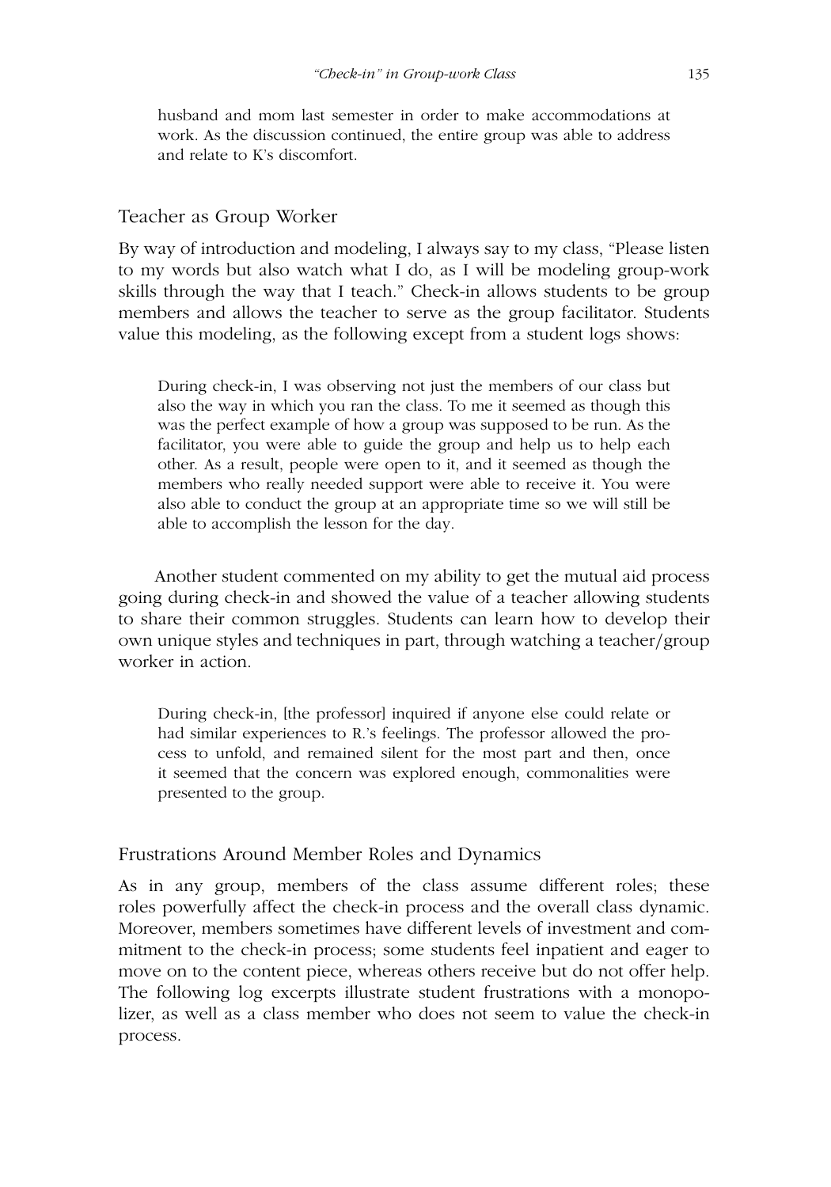husband and mom last semester in order to make accommodations at work. As the discussion continued, the entire group was able to address and relate to K's discomfort.

## Teacher as Group Worker

By way of introduction and modeling, I always say to my class, "Please listen to my words but also watch what I do, as I will be modeling group-work skills through the way that I teach." Check-in allows students to be group members and allows the teacher to serve as the group facilitator. Students value this modeling, as the following except from a student logs shows:

> During check-in, I was observing not just the members of our class but also the way in which you ran the class. To me it seemed as though this was the perfect example of how a group was supposed to be run. As the facilitator, you were able to guide the group and help us to help each other. As a result, people were open to it, and it seemed as though the members who really needed support were able to receive it. You were also able to conduct the group at an appropriate time so we will still be able to accomplish the lesson for the day.

Another student commented on my ability to get the mutual aid process going during check-in and showed the value of a teacher allowing students to share their common struggles. Students can learn how to develop their own unique styles and techniques in part, through watching a teacher/group worker in action.

> During check-in, [the professor] inquired if anyone else could relate or had similar experiences to R.'s feelings. The professor allowed the process to unfold, and remained silent for the most part and then, once it seemed that the concern was explored enough, commonalities were presented to the group.

## Frustrations Around Member Roles and Dynamics

As in any group, members of the class assume different roles; these roles powerfully affect the check-in process and the overall class dynamic. Moreover, members sometimes have different levels of investment and commitment to the check-in process; some students feel inpatient and eager to move on to the content piece, whereas others receive but do not offer help. The following log excerpts illustrate student frustrations with a monopolizer, as well as a class member who does not seem to value the check-in process.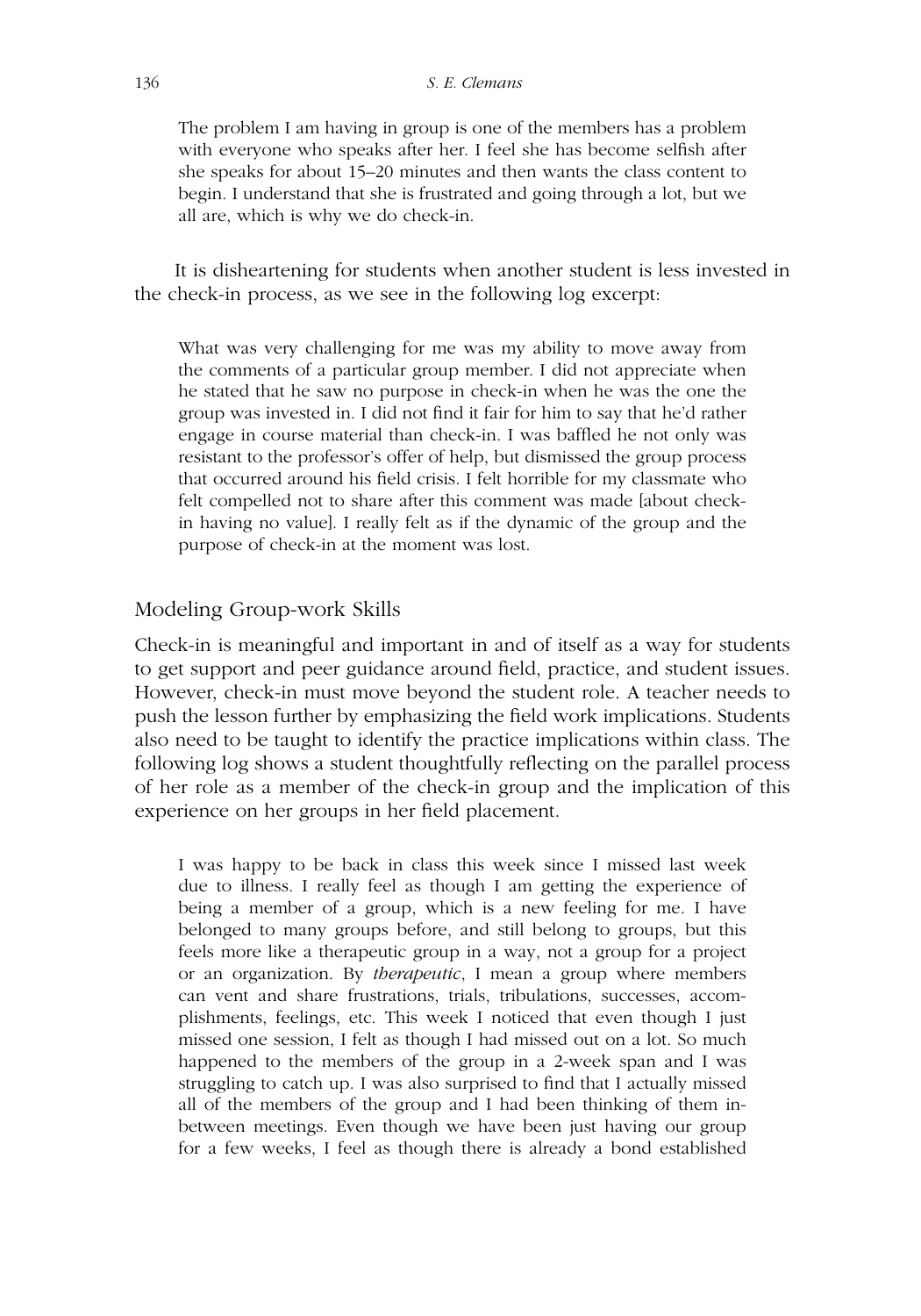> The problem I am having in group is one of the members has a problem with everyone who speaks after her. I feel she has become selfish after she speaks for about 15–20 minutes and then wants the class content to begin. I understand that she is frustrated and going through a lot, but we all are, which is why we do check-in.

It is disheartening for students when another student is less invested in the check-in process, as we see in the following log excerpt:

> What was very challenging for me was my ability to move away from the comments of a particular group member. I did not appreciate when he stated that he saw no purpose in check-in when he was the one the group was invested in. I did not find it fair for him to say that he'd rather engage in course material than check-in. I was baffled he not only was resistant to the professor's offer of help, but dismissed the group process that occurred around his field crisis. I felt horrible for my classmate who felt compelled not to share after this comment was made [about check-in having no value]. I really felt as if the dynamic of the group and the purpose of check-in at the moment was lost.

## Modeling Group-work Skills

Check-in is meaningful and important in and of itself as a way for students to get support and peer guidance around field, practice, and student issues. However, check-in must move beyond the student role. A teacher needs to push the lesson further by emphasizing the field work implications. Students also need to be taught to identify the practice implications within class. The following log shows a student thoughtfully reflecting on the parallel process of her role as a member of the check-in group and the implication of this experience on her groups in her field placement.

> I was happy to be back in class this week since I missed last week due to illness. I really feel as though I am getting the experience of being a member of a group, which is a new feeling for me. I have belonged to many groups before, and still belong to groups, but this feels more like a therapeutic group in a way, not a group for a project or an organization. By *therapeutic*, I mean a group where members can vent and share frustrations, trials, tribulations, successes, accomplishments, feelings, etc. This week I noticed that even though I just missed one session, I felt as though I had missed out on a lot. So much happened to the members of the group in a 2-week span and I was struggling to catch up. I was also surprised to find that I actually missed all of the members of the group and I had been thinking of them in-between meetings. Even though we have been just having our group for a few weeks, I feel as though there is already a bond established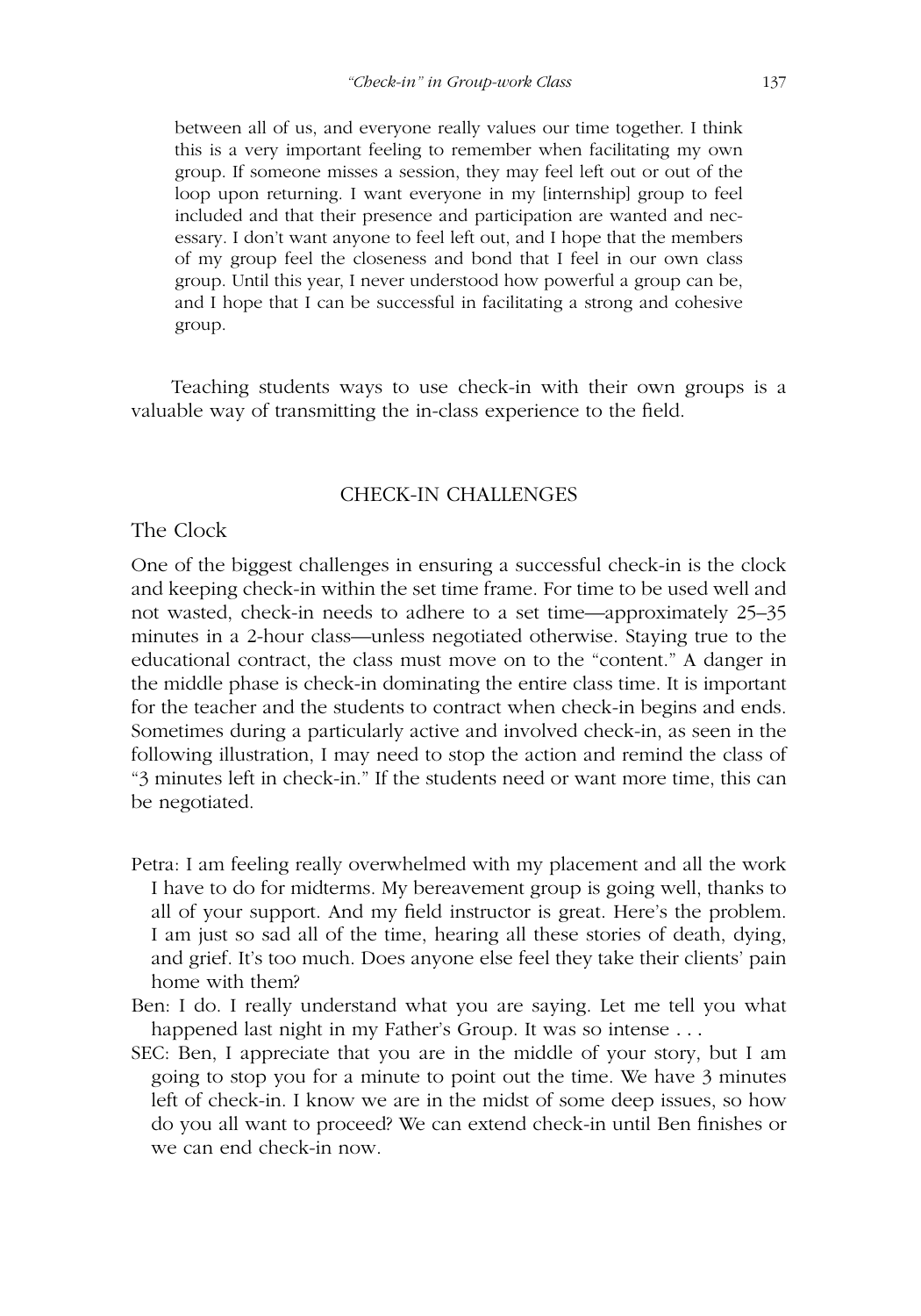> between all of us, and everyone really values our time together. I think this is a very important feeling to remember when facilitating my own group. If someone misses a session, they may feel left out or out of the loop upon returning. I want everyone in my [internship] group to feel included and that their presence and participation are wanted and necessary. I don't want anyone to feel left out, and I hope that the members of my group feel the closeness and bond that I feel in our own class group. Until this year, I never understood how powerful a group can be, and I hope that I can be successful in facilitating a strong and cohesive group.

Teaching students ways to use check-in with their own groups is a valuable way of transmitting the in-class experience to the field.

## CHECK-IN CHALLENGES

### The Clock

One of the biggest challenges in ensuring a successful check-in is the clock and keeping check-in within the set time frame. For time to be used well and not wasted, check-in needs to adhere to a set time—approximately 25–35 minutes in a 2-hour class—unless negotiated otherwise. Staying true to the educational contract, the class must move on to the "content." A danger in the middle phase is check-in dominating the entire class time. It is important for the teacher and the students to contract when check-in begins and ends. Sometimes during a particularly active and involved check-in, as seen in the following illustration, I may need to stop the action and remind the class of "3 minutes left in check-in." If the students need or want more time, this can be negotiated.

Petra: I am feeling really overwhelmed with my placement and all the work I have to do for midterms. My bereavement group is going well, thanks to all of your support. And my field instructor is great. Here's the problem. I am just so sad all of the time, hearing all these stories of death, dying, and grief. It's too much. Does anyone else feel they take their clients' pain home with them?

Ben: I do. I really understand what you are saying. Let me tell you what happened last night in my Father's Group. It was so intense . . .

SEC: Ben, I appreciate that you are in the middle of your story, but I am going to stop you for a minute to point out the time. We have 3 minutes left of check-in. I know we are in the midst of some deep issues, so how do you all want to proceed? We can extend check-in until Ben finishes or we can end check-in now.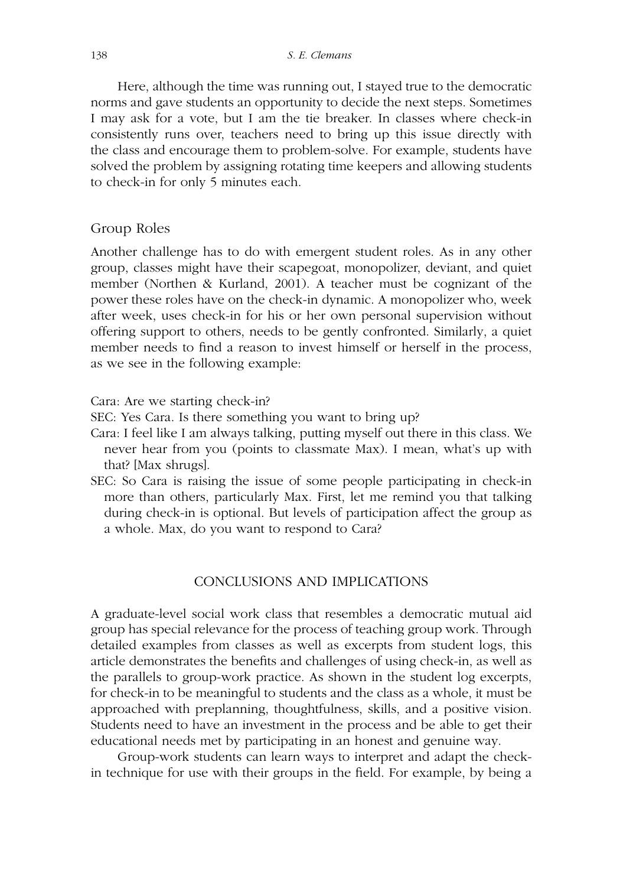Here, although the time was running out, I stayed true to the democratic norms and gave students an opportunity to decide the next steps. Sometimes I may ask for a vote, but I am the tie breaker. In classes where check-in consistently runs over, teachers need to bring up this issue directly with the class and encourage them to problem-solve. For example, students have solved the problem by assigning rotating time keepers and allowing students to check-in for only 5 minutes each.

### Group Roles

Another challenge has to do with emergent student roles. As in any other group, classes might have their scapegoat, monopolizer, deviant, and quiet member (Northen & Kurland, 2001). A teacher must be cognizant of the power these roles have on the check-in dynamic. A monopolizer who, week after week, uses check-in for his or her own personal supervision without offering support to others, needs to be gently confronted. Similarly, a quiet member needs to find a reason to invest himself or herself in the process, as we see in the following example:

Cara: Are we starting check-in?

SEC: Yes Cara. Is there something you want to bring up?

Cara: I feel like I am always talking, putting myself out there in this class. We never hear from you (points to classmate Max). I mean, what's up with that? [Max shrugs].

SEC: So Cara is raising the issue of some people participating in check-in more than others, particularly Max. First, let me remind you that talking during check-in is optional. But levels of participation affect the group as a whole. Max, do you want to respond to Cara?

## CONCLUSIONS AND IMPLICATIONS

A graduate-level social work class that resembles a democratic mutual aid group has special relevance for the process of teaching group work. Through detailed examples from classes as well as excerpts from student logs, this article demonstrates the benefits and challenges of using check-in, as well as the parallels to group-work practice. As shown in the student log excerpts, for check-in to be meaningful to students and the class as a whole, it must be approached with preplanning, thoughtfulness, skills, and a positive vision. Students need to have an investment in the process and be able to get their educational needs met by participating in an honest and genuine way.

Group-work students can learn ways to interpret and adapt the check-in technique for use with their groups in the field. For example, by being a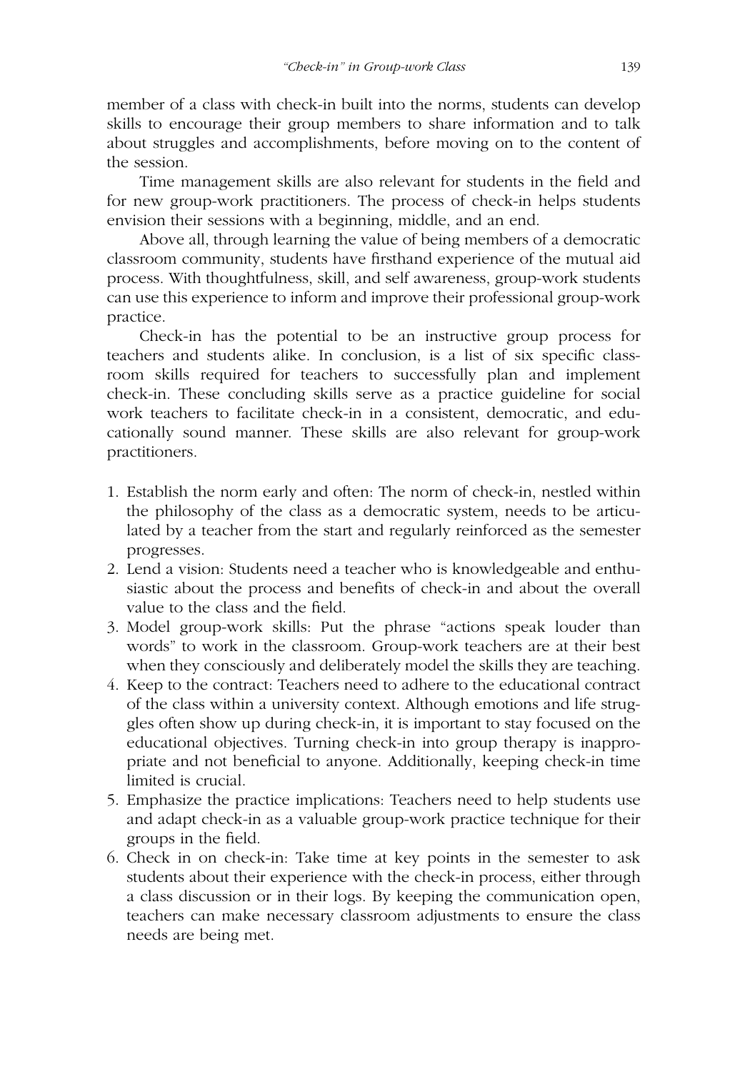member of a class with check-in built into the norms, students can develop skills to encourage their group members to share information and to talk about struggles and accomplishments, before moving on to the content of the session.

Time management skills are also relevant for students in the field and for new group-work practitioners. The process of check-in helps students envision their sessions with a beginning, middle, and an end.

Above all, through learning the value of being members of a democratic classroom community, students have firsthand experience of the mutual aid process. With thoughtfulness, skill, and self awareness, group-work students can use this experience to inform and improve their professional group-work practice.

Check-in has the potential to be an instructive group process for teachers and students alike. In conclusion, is a list of six specific classroom skills required for teachers to successfully plan and implement check-in. These concluding skills serve as a practice guideline for social work teachers to facilitate check-in in a consistent, democratic, and educationally sound manner. These skills are also relevant for group-work practitioners.

1. Establish the norm early and often: The norm of check-in, nestled within the philosophy of the class as a democratic system, needs to be articulated by a teacher from the start and regularly reinforced as the semester progresses.
2. Lend a vision: Students need a teacher who is knowledgeable and enthusiastic about the process and benefits of check-in and about the overall value to the class and the field.
3. Model group-work skills: Put the phrase "actions speak louder than words" to work in the classroom. Group-work teachers are at their best when they consciously and deliberately model the skills they are teaching.
4. Keep to the contract: Teachers need to adhere to the educational contract of the class within a university context. Although emotions and life struggles often show up during check-in, it is important to stay focused on the educational objectives. Turning check-in into group therapy is inappropriate and not beneficial to anyone. Additionally, keeping check-in time limited is crucial.
5. Emphasize the practice implications: Teachers need to help students use and adapt check-in as a valuable group-work practice technique for their groups in the field.
6. Check in on check-in: Take time at key points in the semester to ask students about their experience with the check-in process, either through a class discussion or in their logs. By keeping the communication open, teachers can make necessary classroom adjustments to ensure the class needs are being met.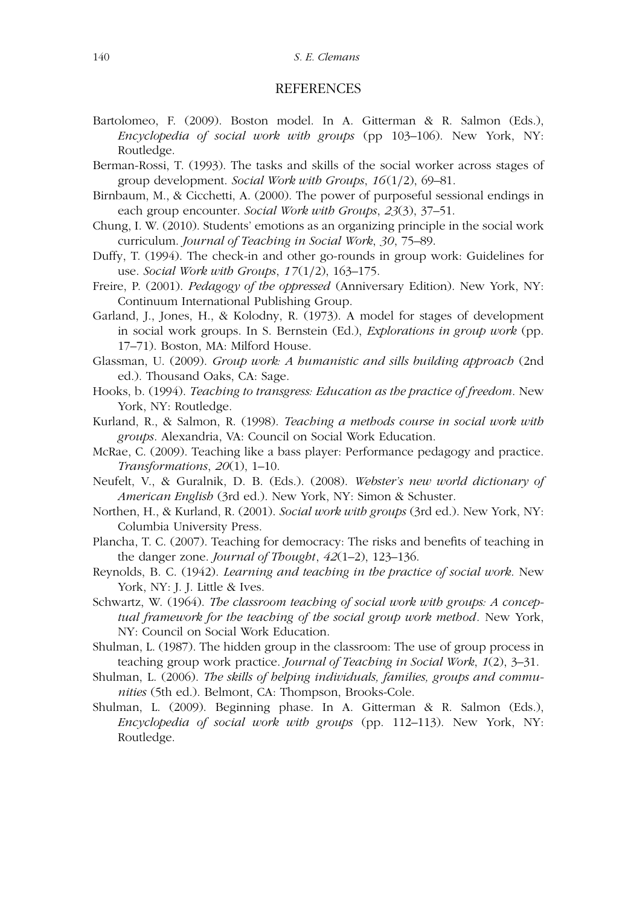## REFERENCES

Bartolomeo, F. (2009). Boston model. In A. Gitterman & R. Salmon (Eds.), *Encyclopedia of social work with groups* (pp 103–106). New York, NY: Routledge.

Berman-Rossi, T. (1993). The tasks and skills of the social worker across stages of group development. *Social Work with Groups*, *16*(1/2), 69–81.

Birnbaum, M., & Cicchetti, A. (2000). The power of purposeful sessional endings in each group encounter. *Social Work with Groups*, *23*(3), 37–51.

Chung, I. W. (2010). Students' emotions as an organizing principle in the social work curriculum. *Journal of Teaching in Social Work*, *30*, 75–89.

Duffy, T. (1994). The check-in and other go-rounds in group work: Guidelines for use. *Social Work with Groups*, *17*(1/2), 163–175.

Freire, P. (2001). *Pedagogy of the oppressed* (Anniversary Edition). New York, NY: Continuum International Publishing Group.

Garland, J., Jones, H., & Kolodny, R. (1973). A model for stages of development in social work groups. In S. Bernstein (Ed.), *Explorations in group work* (pp. 17–71). Boston, MA: Milford House.

Glassman, U. (2009). *Group work: A humanistic and sills building approach* (2nd ed.). Thousand Oaks, CA: Sage.

Hooks, b. (1994). *Teaching to transgress: Education as the practice of freedom*. New York, NY: Routledge.

Kurland, R., & Salmon, R. (1998). *Teaching a methods course in social work with groups*. Alexandria, VA: Council on Social Work Education.

McRae, C. (2009). Teaching like a bass player: Performance pedagogy and practice. *Transformations*, *20*(1), 1–10.

Neufelt, V., & Guralnik, D. B. (Eds.). (2008). *Webster's new world dictionary of American English* (3rd ed.). New York, NY: Simon & Schuster.

Northen, H., & Kurland, R. (2001). *Social work with groups* (3rd ed.). New York, NY: Columbia University Press.

Plancha, T. C. (2007). Teaching for democracy: The risks and benefits of teaching in the danger zone. *Journal of Thought*, *42*(1–2), 123–136.

Reynolds, B. C. (1942). *Learning and teaching in the practice of social work*. New York, NY: J. J. Little & Ives.

Schwartz, W. (1964). *The classroom teaching of social work with groups: A conceptual framework for the teaching of the social group work method*. New York, NY: Council on Social Work Education.

Shulman, L. (1987). The hidden group in the classroom: The use of group process in teaching group work practice. *Journal of Teaching in Social Work*, *1*(2), 3–31.

Shulman, L. (2006). *The skills of helping individuals, families, groups and communities* (5th ed.). Belmont, CA: Thompson, Brooks-Cole.

Shulman, L. (2009). Beginning phase. In A. Gitterman & R. Salmon (Eds.), *Encyclopedia of social work with groups* (pp. 112–113). New York, NY: Routledge.